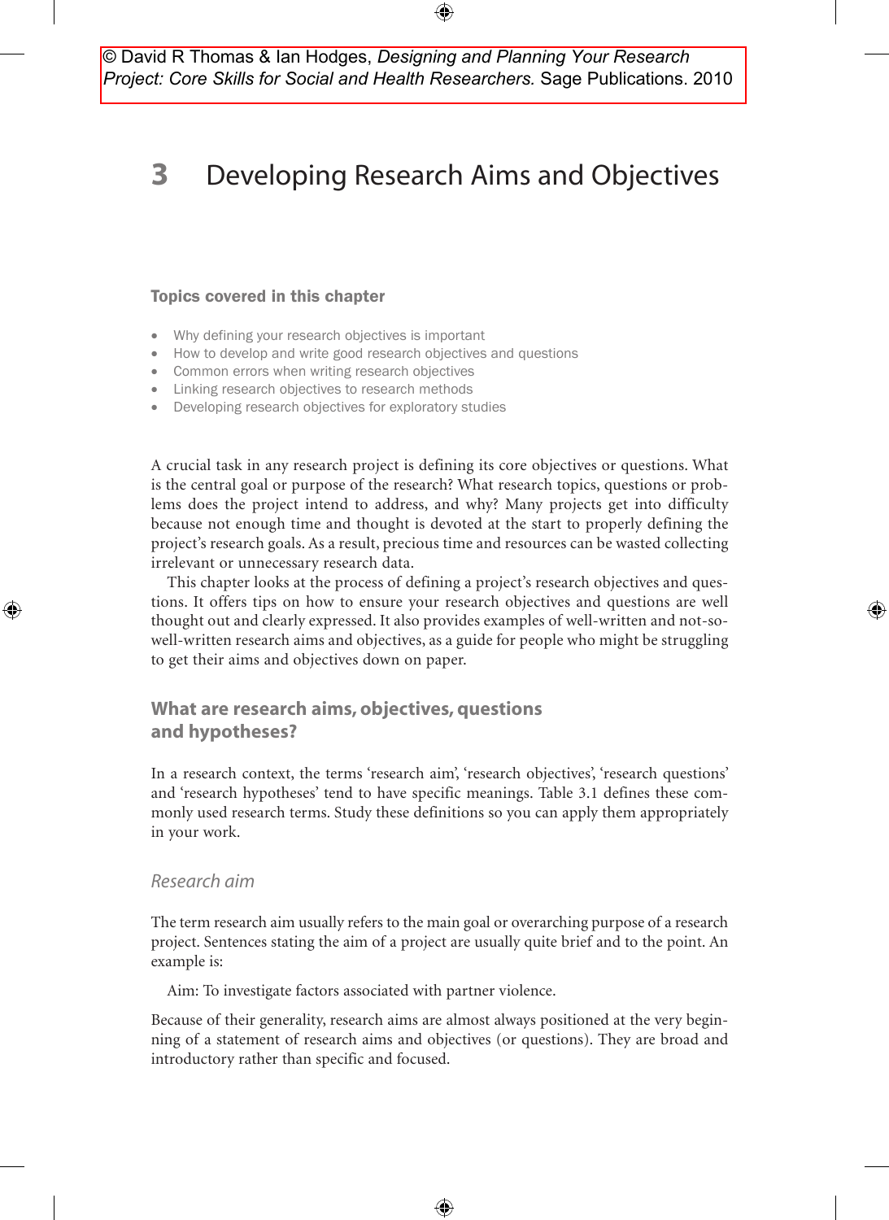© David R Thomas & Ian Hodges, *Designing and Planning Your Research Project: Core Skills for Social and Health Researchers.* Sage Publications. 2010

# 3 Developing Research Aims and Objectives

### Topics covered in this chapter

- Why defining your research objectives is important
- How to develop and write good research objectives and questions
- Common errors when writing research objectives
- Linking research objectives to research methods
- Developing research objectives for exploratory studies

A crucial task in any research project is defining its core objectives or questions. What is the central goal or purpose of the research? What research topics, questions or problems does the project intend to address, and why? Many projects get into difficulty because not enough time and thought is devoted at the start to properly defining the project's research goals. As a result, precious time and resources can be wasted collecting irrelevant or unnecessary research data.

This chapter looks at the process of defining a project's research objectives and questions. It offers tips on how to ensure your research objectives and questions are well thought out and clearly expressed. It also provides examples of well-written and not-so-well-written research aims and objectives, as a guide for people who might be struggling to get their aims and objectives down on paper.

## What are research aims, objectives, questions and hypotheses?

In a research context, the terms 'research aim', 'research objectives', 'research questions' and 'research hypotheses' tend to have specific meanings. Table 3.1 defines these commonly used research terms. Study these definitions so you can apply them appropriately in your work.

### *Research aim*

The term research aim usually refers to the main goal or overarching purpose of a research project. Sentences stating the aim of a project are usually quite brief and to the point. An example is:

Aim: To investigate factors associated with partner violence.

Because of their generality, research aims are almost always positioned at the very beginning of a statement of research aims and objectives (or questions). They are broad and introductory rather than specific and focused.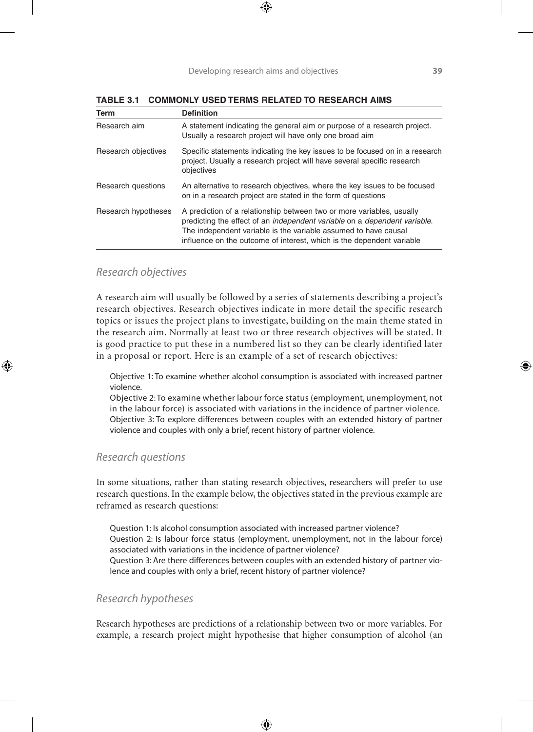**TABLE 3.1 COMMONLY USED TERMS RELATED TO RESEARCH AIMS**

| Term | Definition |
| --- | --- |
| Research aim | A statement indicating the general aim or purpose of a research project. Usually a research project will have only one broad aim |
| Research objectives | Specific statements indicating the key issues to be focused on in a research project. Usually a research project will have several specific research objectives |
| Research questions | An alternative to research objectives, where the key issues to be focused on in a research project are stated in the form of questions |
| Research hypotheses | A prediction of a relationship between two or more variables, usually predicting the effect of an *independent variable* on a *dependent variable*. The independent variable is the variable assumed to have causal influence on the outcome of interest, which is the dependent variable |

### *Research objectives*

A research aim will usually be followed by a series of statements describing a project's research objectives. Research objectives indicate in more detail the specific research topics or issues the project plans to investigate, building on the main theme stated in the research aim. Normally at least two or three research objectives will be stated. It is good practice to put these in a numbered list so they can be clearly identified later in a proposal or report. Here is an example of a set of research objectives:

> Objective 1: To examine whether alcohol consumption is associated with increased partner violence.
> Objective 2: To examine whether labour force status (employment, unemployment, not in the labour force) is associated with variations in the incidence of partner violence.
> Objective 3: To explore differences between couples with an extended history of partner violence and couples with only a brief, recent history of partner violence.

### *Research questions*

In some situations, rather than stating research objectives, researchers will prefer to use research questions. In the example below, the objectives stated in the previous example are reframed as research questions:

> Question 1: Is alcohol consumption associated with increased partner violence?
> Question 2: Is labour force status (employment, unemployment, not in the labour force) associated with variations in the incidence of partner violence?
> Question 3: Are there differences between couples with an extended history of partner violence and couples with only a brief, recent history of partner violence?

### *Research hypotheses*

Research hypotheses are predictions of a relationship between two or more variables. For example, a research project might hypothesise that higher consumption of alcohol (an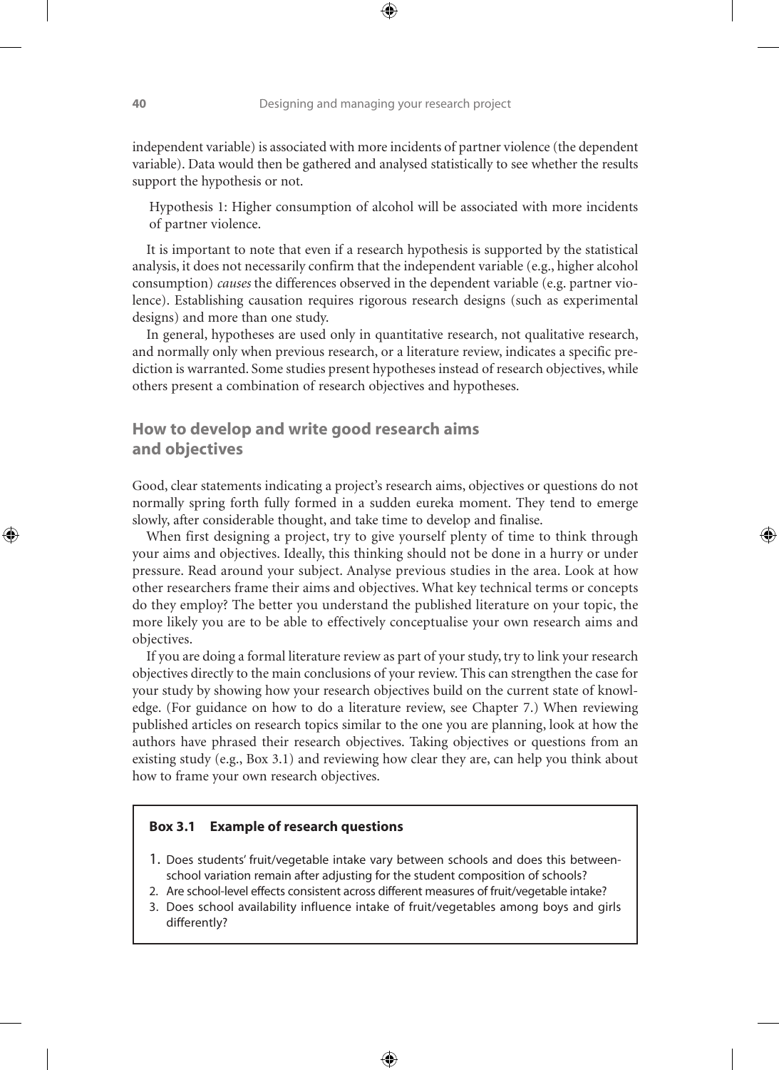independent variable) is associated with more incidents of partner violence (the dependent variable). Data would then be gathered and analysed statistically to see whether the results support the hypothesis or not.

> Hypothesis 1: Higher consumption of alcohol will be associated with more incidents of partner violence.

It is important to note that even if a research hypothesis is supported by the statistical analysis, it does not necessarily confirm that the independent variable (e.g., higher alcohol consumption) *causes* the differences observed in the dependent variable (e.g. partner violence). Establishing causation requires rigorous research designs (such as experimental designs) and more than one study.

In general, hypotheses are used only in quantitative research, not qualitative research, and normally only when previous research, or a literature review, indicates a specific prediction is warranted. Some studies present hypotheses instead of research objectives, while others present a combination of research objectives and hypotheses.

## How to develop and write good research aims and objectives

Good, clear statements indicating a project's research aims, objectives or questions do not normally spring forth fully formed in a sudden eureka moment. They tend to emerge slowly, after considerable thought, and take time to develop and finalise.

When first designing a project, try to give yourself plenty of time to think through your aims and objectives. Ideally, this thinking should not be done in a hurry or under pressure. Read around your subject. Analyse previous studies in the area. Look at how other researchers frame their aims and objectives. What key technical terms or concepts do they employ? The better you understand the published literature on your topic, the more likely you are to be able to effectively conceptualise your own research aims and objectives.

If you are doing a formal literature review as part of your study, try to link your research objectives directly to the main conclusions of your review. This can strengthen the case for your study by showing how your research objectives build on the current state of knowledge. (For guidance on how to do a literature review, see Chapter 7.) When reviewing published articles on research topics similar to the one you are planning, look at how the authors have phrased their research objectives. Taking objectives or questions from an existing study (e.g., Box 3.1) and reviewing how clear they are, can help you think about how to frame your own research objectives.

**Box 3.1 Example of research questions**

1. Does students' fruit/vegetable intake vary between schools and does this between-school variation remain after adjusting for the student composition of schools?
2. Are school-level effects consistent across different measures of fruit/vegetable intake?
3. Does school availability influence intake of fruit/vegetables among boys and girls differently?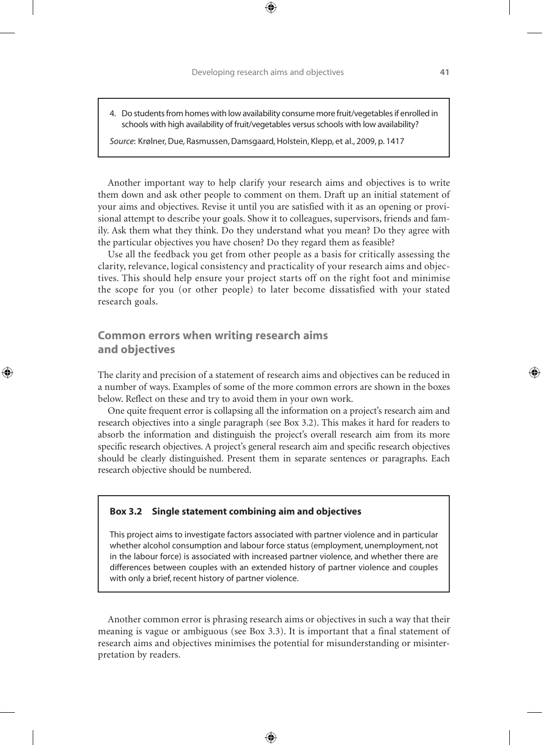4. Do students from homes with low availability consume more fruit/vegetables if enrolled in schools with high availability of fruit/vegetables versus schools with low availability?

*Source*: Krølner, Due, Rasmussen, Damsgaard, Holstein, Klepp, et al., 2009, p. 1417

Another important way to help clarify your research aims and objectives is to write them down and ask other people to comment on them. Draft up an initial statement of your aims and objectives. Revise it until you are satisfied with it as an opening or provisional attempt to describe your goals. Show it to colleagues, supervisors, friends and family. Ask them what they think. Do they understand what you mean? Do they agree with the particular objectives you have chosen? Do they regard them as feasible?

Use all the feedback you get from other people as a basis for critically assessing the clarity, relevance, logical consistency and practicality of your research aims and objectives. This should help ensure your project starts off on the right foot and minimise the scope for you (or other people) to later become dissatisfied with your stated research goals.

## Common errors when writing research aims and objectives

The clarity and precision of a statement of research aims and objectives can be reduced in a number of ways. Examples of some of the more common errors are shown in the boxes below. Reflect on these and try to avoid them in your own work.

One quite frequent error is collapsing all the information on a project's research aim and research objectives into a single paragraph (see Box 3.2). This makes it hard for readers to absorb the information and distinguish the project's overall research aim from its more specific research objectives. A project's general research aim and specific research objectives should be clearly distinguished. Present them in separate sentences or paragraphs. Each research objective should be numbered.

**Box 3.2 Single statement combining aim and objectives**

This project aims to investigate factors associated with partner violence and in particular whether alcohol consumption and labour force status (employment, unemployment, not in the labour force) is associated with increased partner violence, and whether there are differences between couples with an extended history of partner violence and couples with only a brief, recent history of partner violence.

Another common error is phrasing research aims or objectives in such a way that their meaning is vague or ambiguous (see Box 3.3). It is important that a final statement of research aims and objectives minimises the potential for misunderstanding or misinterpretation by readers.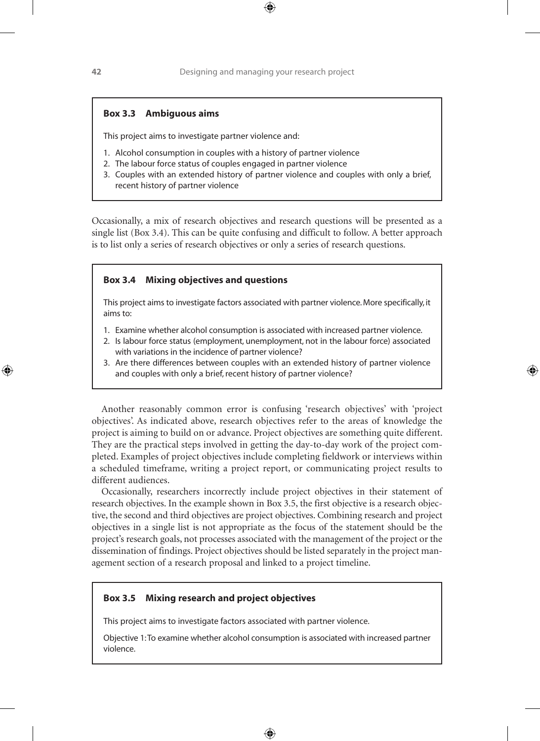> **Box 3.3 Ambiguous aims**
>
> This project aims to investigate partner violence and:
>
> 1. Alcohol consumption in couples with a history of partner violence
> 2. The labour force status of couples engaged in partner violence
> 3. Couples with an extended history of partner violence and couples with only a brief, recent history of partner violence

Occasionally, a mix of research objectives and research questions will be presented as a single list (Box 3.4). This can be quite confusing and difficult to follow. A better approach is to list only a series of research objectives or only a series of research questions.

> **Box 3.4 Mixing objectives and questions**
>
> This project aims to investigate factors associated with partner violence. More specifically, it aims to:
>
> 1. Examine whether alcohol consumption is associated with increased partner violence.
> 2. Is labour force status (employment, unemployment, not in the labour force) associated with variations in the incidence of partner violence?
> 3. Are there differences between couples with an extended history of partner violence and couples with only a brief, recent history of partner violence?

Another reasonably common error is confusing 'research objectives' with 'project objectives'. As indicated above, research objectives refer to the areas of knowledge the project is aiming to build on or advance. Project objectives are something quite different. They are the practical steps involved in getting the day-to-day work of the project completed. Examples of project objectives include completing fieldwork or interviews within a scheduled timeframe, writing a project report, or communicating project results to different audiences.

Occasionally, researchers incorrectly include project objectives in their statement of research objectives. In the example shown in Box 3.5, the first objective is a research objective, the second and third objectives are project objectives. Combining research and project objectives in a single list is not appropriate as the focus of the statement should be the project's research goals, not processes associated with the management of the project or the dissemination of findings. Project objectives should be listed separately in the project management section of a research proposal and linked to a project timeline.

> **Box 3.5 Mixing research and project objectives**
>
> This project aims to investigate factors associated with partner violence.
>
> Objective 1: To examine whether alcohol consumption is associated with increased partner violence.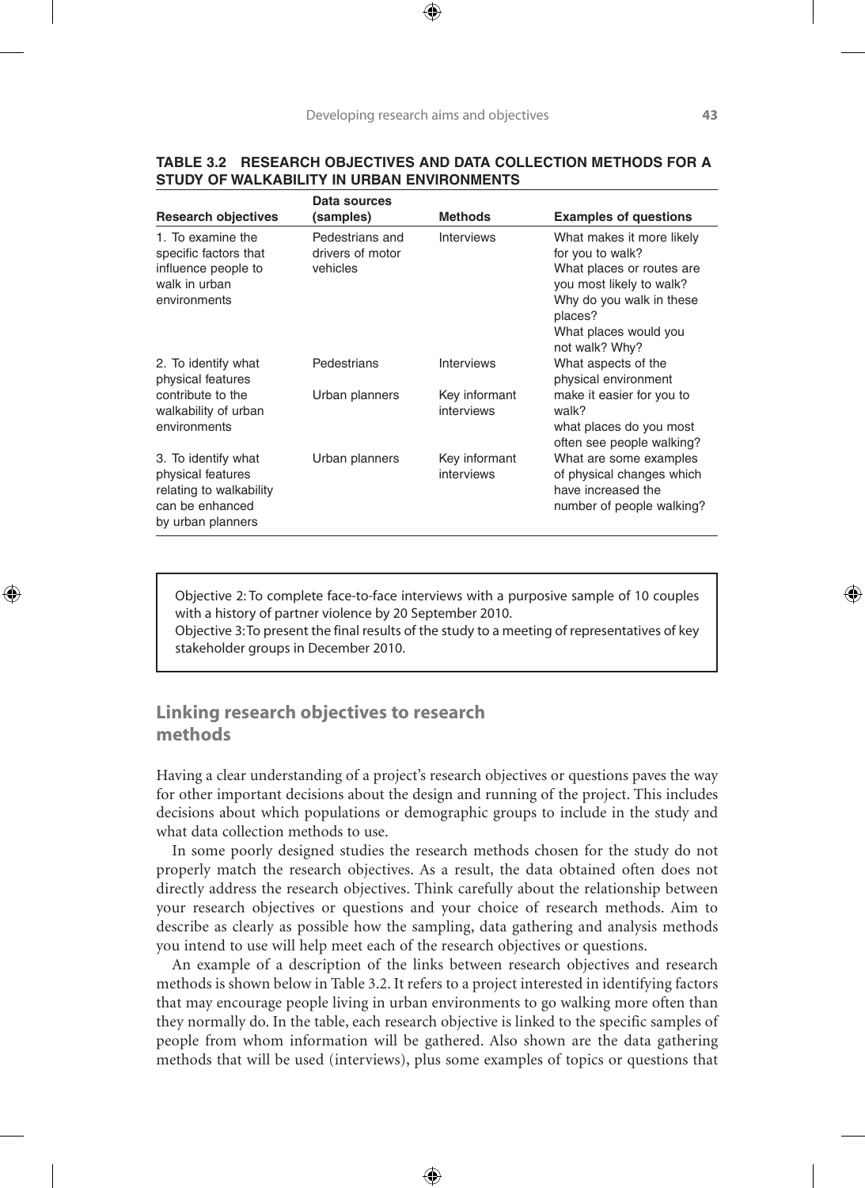**TABLE 3.2 RESEARCH OBJECTIVES AND DATA COLLECTION METHODS FOR A STUDY OF WALKABILITY IN URBAN ENVIRONMENTS**

| Research objectives | Data sources (samples) | Methods | Examples of questions |
|---|---|---|---|
| 1. To examine the specific factors that influence people to walk in urban environments | Pedestrians and drivers of motor vehicles | Interviews | What makes it more likely for you to walk? What places or routes are you most likely to walk? Why do you walk in these places? What places would you not walk? Why? |
| 2. To identify what physical features contribute to the walkability of urban environments | Pedestrians | Interviews | What aspects of the physical environment make it easier for you to walk? |
| | Urban planners | Key informant interviews | what places do you most often see people walking? |
| 3. To identify what physical features relating to walkability can be enhanced by urban planners | Urban planners | Key informant interviews | What are some examples of physical changes which have increased the number of people walking? |

> Objective 2: To complete face-to-face interviews with a purposive sample of 10 couples with a history of partner violence by 20 September 2010.
> Objective 3: To present the final results of the study to a meeting of representatives of key stakeholder groups in December 2010.

## Linking research objectives to research methods

Having a clear understanding of a project's research objectives or questions paves the way for other important decisions about the design and running of the project. This includes decisions about which populations or demographic groups to include in the study and what data collection methods to use.

In some poorly designed studies the research methods chosen for the study do not properly match the research objectives. As a result, the data obtained often does not directly address the research objectives. Think carefully about the relationship between your research objectives or questions and your choice of research methods. Aim to describe as clearly as possible how the sampling, data gathering and analysis methods you intend to use will help meet each of the research objectives or questions.

An example of a description of the links between research objectives and research methods is shown below in Table 3.2. It refers to a project interested in identifying factors that may encourage people living in urban environments to go walking more often than they normally do. In the table, each research objective is linked to the specific samples of people from whom information will be gathered. Also shown are the data gathering methods that will be used (interviews), plus some examples of topics or questions that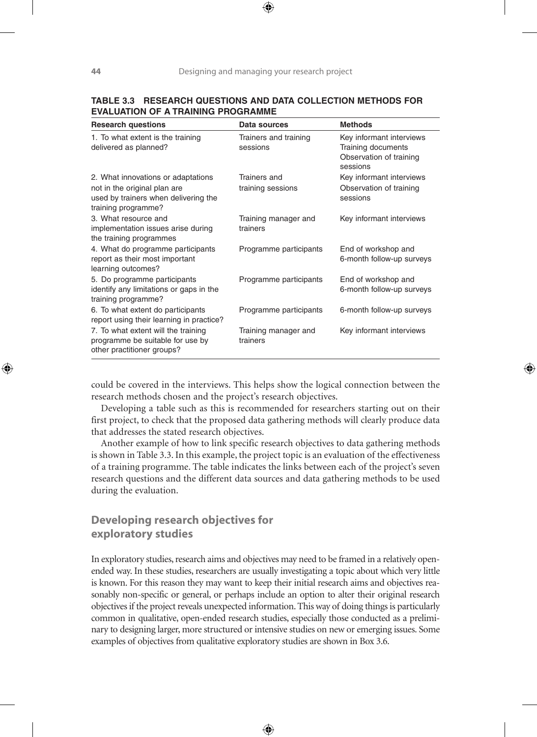**TABLE 3.3 RESEARCH QUESTIONS AND DATA COLLECTION METHODS FOR EVALUATION OF A TRAINING PROGRAMME**

| Research questions | Data sources | Methods |
|---|---|---|
| 1. To what extent is the training delivered as planned? | Trainers and training sessions | Key informant interviews<br>Training documents<br>Observation of training sessions |
| 2. What innovations or adaptations not in the original plan are used by trainers when delivering the training programme? | Trainers and training sessions | Key informant interviews<br>Observation of training sessions |
| 3. What resource and implementation issues arise during the training programmes | Training manager and trainers | Key informant interviews |
| 4. What do programme participants report as their most important learning outcomes? | Programme participants | End of workshop and 6-month follow-up surveys |
| 5. Do programme participants identify any limitations or gaps in the training programme? | Programme participants | End of workshop and 6-month follow-up surveys |
| 6. To what extent do participants report using their learning in practice? | Programme participants | 6-month follow-up surveys |
| 7. To what extent will the training programme be suitable for use by other practitioner groups? | Training manager and trainers | Key informant interviews |

could be covered in the interviews. This helps show the logical connection between the research methods chosen and the project's research objectives.

Developing a table such as this is recommended for researchers starting out on their first project, to check that the proposed data gathering methods will clearly produce data that addresses the stated research objectives.

Another example of how to link specific research objectives to data gathering methods is shown in Table 3.3. In this example, the project topic is an evaluation of the effectiveness of a training programme. The table indicates the links between each of the project's seven research questions and the different data sources and data gathering methods to be used during the evaluation.

## Developing research objectives for exploratory studies

In exploratory studies, research aims and objectives may need to be framed in a relatively open-ended way. In these studies, researchers are usually investigating a topic about which very little is known. For this reason they may want to keep their initial research aims and objectives reasonably non-specific or general, or perhaps include an option to alter their original research objectives if the project reveals unexpected information. This way of doing things is particularly common in qualitative, open-ended research studies, especially those conducted as a preliminary to designing larger, more structured or intensive studies on new or emerging issues. Some examples of objectives from qualitative exploratory studies are shown in Box 3.6.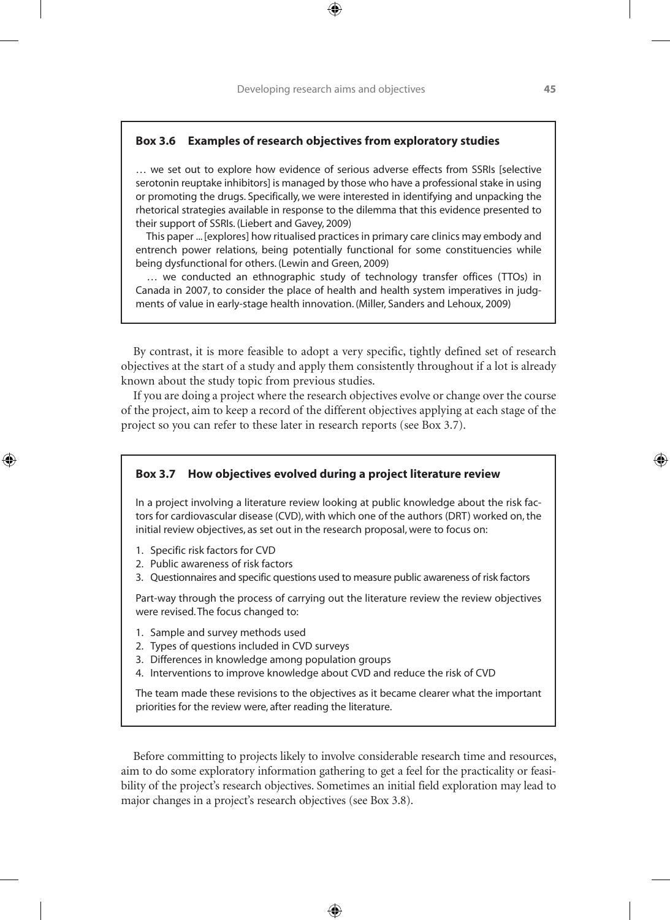**Box 3.6 Examples of research objectives from exploratory studies**

… we set out to explore how evidence of serious adverse effects from SSRIs [selective serotonin reuptake inhibitors] is managed by those who have a professional stake in using or promoting the drugs. Specifically, we were interested in identifying and unpacking the rhetorical strategies available in response to the dilemma that this evidence presented to their support of SSRIs. (Liebert and Gavey, 2009)

This paper ... [explores] how ritualised practices in primary care clinics may embody and entrench power relations, being potentially functional for some constituencies while being dysfunctional for others. (Lewin and Green, 2009)

… we conducted an ethnographic study of technology transfer offices (TTOs) in Canada in 2007, to consider the place of health and health system imperatives in judgments of value in early-stage health innovation. (Miller, Sanders and Lehoux, 2009)

By contrast, it is more feasible to adopt a very specific, tightly defined set of research objectives at the start of a study and apply them consistently throughout if a lot is already known about the study topic from previous studies.

If you are doing a project where the research objectives evolve or change over the course of the project, aim to keep a record of the different objectives applying at each stage of the project so you can refer to these later in research reports (see Box 3.7).

**Box 3.7 How objectives evolved during a project literature review**

In a project involving a literature review looking at public knowledge about the risk factors for cardiovascular disease (CVD), with which one of the authors (DRT) worked on, the initial review objectives, as set out in the research proposal, were to focus on:

1. Specific risk factors for CVD
2. Public awareness of risk factors
3. Questionnaires and specific questions used to measure public awareness of risk factors

Part-way through the process of carrying out the literature review the review objectives were revised. The focus changed to:

1. Sample and survey methods used
2. Types of questions included in CVD surveys
3. Differences in knowledge among population groups
4. Interventions to improve knowledge about CVD and reduce the risk of CVD

The team made these revisions to the objectives as it became clearer what the important priorities for the review were, after reading the literature.

Before committing to projects likely to involve considerable research time and resources, aim to do some exploratory information gathering to get a feel for the practicality or feasibility of the project's research objectives. Sometimes an initial field exploration may lead to major changes in a project's research objectives (see Box 3.8).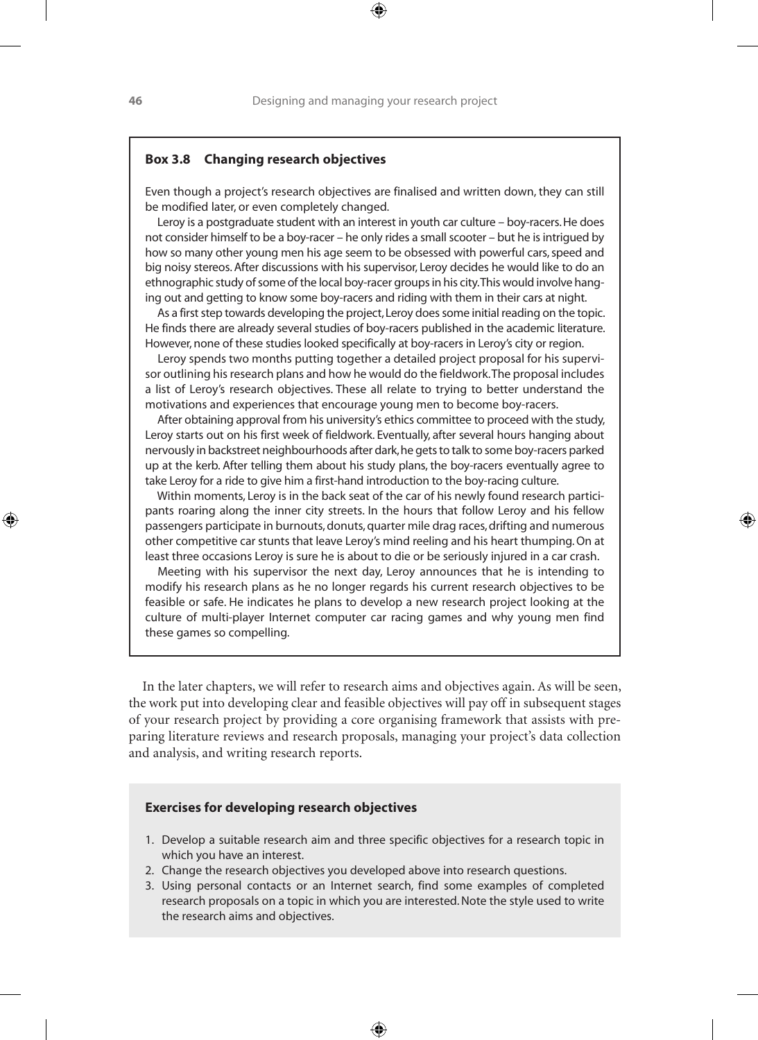### Box 3.8 Changing research objectives

Even though a project's research objectives are finalised and written down, they can still be modified later, or even completely changed.

Leroy is a postgraduate student with an interest in youth car culture – boy-racers. He does not consider himself to be a boy-racer – he only rides a small scooter – but he is intrigued by how so many other young men his age seem to be obsessed with powerful cars, speed and big noisy stereos. After discussions with his supervisor, Leroy decides he would like to do an ethnographic study of some of the local boy-racer groups in his city. This would involve hanging out and getting to know some boy-racers and riding with them in their cars at night.

As a first step towards developing the project, Leroy does some initial reading on the topic. He finds there are already several studies of boy-racers published in the academic literature. However, none of these studies looked specifically at boy-racers in Leroy's city or region.

Leroy spends two months putting together a detailed project proposal for his supervisor outlining his research plans and how he would do the fieldwork. The proposal includes a list of Leroy's research objectives. These all relate to trying to better understand the motivations and experiences that encourage young men to become boy-racers.

After obtaining approval from his university's ethics committee to proceed with the study, Leroy starts out on his first week of fieldwork. Eventually, after several hours hanging about nervously in backstreet neighbourhoods after dark, he gets to talk to some boy-racers parked up at the kerb. After telling them about his study plans, the boy-racers eventually agree to take Leroy for a ride to give him a first-hand introduction to the boy-racing culture.

Within moments, Leroy is in the back seat of the car of his newly found research participants roaring along the inner city streets. In the hours that follow Leroy and his fellow passengers participate in burnouts, donuts, quarter mile drag races, drifting and numerous other competitive car stunts that leave Leroy's mind reeling and his heart thumping. On at least three occasions Leroy is sure he is about to die or be seriously injured in a car crash.

Meeting with his supervisor the next day, Leroy announces that he is intending to modify his research plans as he no longer regards his current research objectives to be feasible or safe. He indicates he plans to develop a new research project looking at the culture of multi-player Internet computer car racing games and why young men find these games so compelling.

In the later chapters, we will refer to research aims and objectives again. As will be seen, the work put into developing clear and feasible objectives will pay off in subsequent stages of your research project by providing a core organising framework that assists with preparing literature reviews and research proposals, managing your project's data collection and analysis, and writing research reports.

### Exercises for developing research objectives

1. Develop a suitable research aim and three specific objectives for a research topic in which you have an interest.
2. Change the research objectives you developed above into research questions.
3. Using personal contacts or an Internet search, find some examples of completed research proposals on a topic in which you are interested. Note the style used to write the research aims and objectives.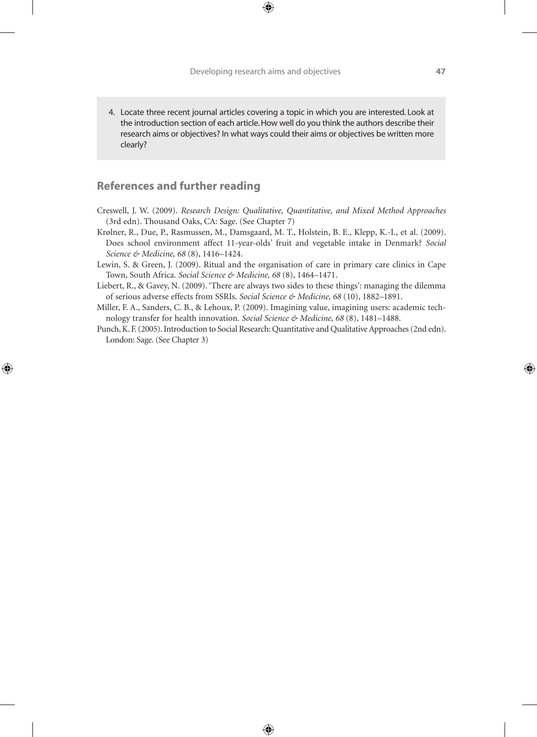4. Locate three recent journal articles covering a topic in which you are interested. Look at the introduction section of each article. How well do you think the authors describe their research aims or objectives? In what ways could their aims or objectives be written more clearly?

## References and further reading

Creswell, J. W. (2009). *Research Design: Qualitative, Quantitative, and Mixed Method Approaches* (3rd edn). Thousand Oaks, CA: Sage. (See Chapter 7)

Krølner, R., Due, P., Rasmussen, M., Damsgaard, M. T., Holstein, B. E., Klepp, K.-I., et al. (2009). Does school environment affect 11-year-olds' fruit and vegetable intake in Denmark? *Social Science & Medicine, 68* (8), 1416–1424.

Lewin, S. & Green, J. (2009). Ritual and the organisation of care in primary care clinics in Cape Town, South Africa. *Social Science & Medicine, 68* (8), 1464–1471.

Liebert, R., & Gavey, N. (2009). 'There are always two sides to these things': managing the dilemma of serious adverse effects from SSRIs. *Social Science & Medicine, 68* (10), 1882–1891.

Miller, F. A., Sanders, C. B., & Lehoux, P. (2009). Imagining value, imagining users: academic technology transfer for health innovation. *Social Science & Medicine, 68* (8), 1481–1488.

Punch, K. F. (2005). Introduction to Social Research: Quantitative and Qualitative Approaches (2nd edn). London: Sage. (See Chapter 3)